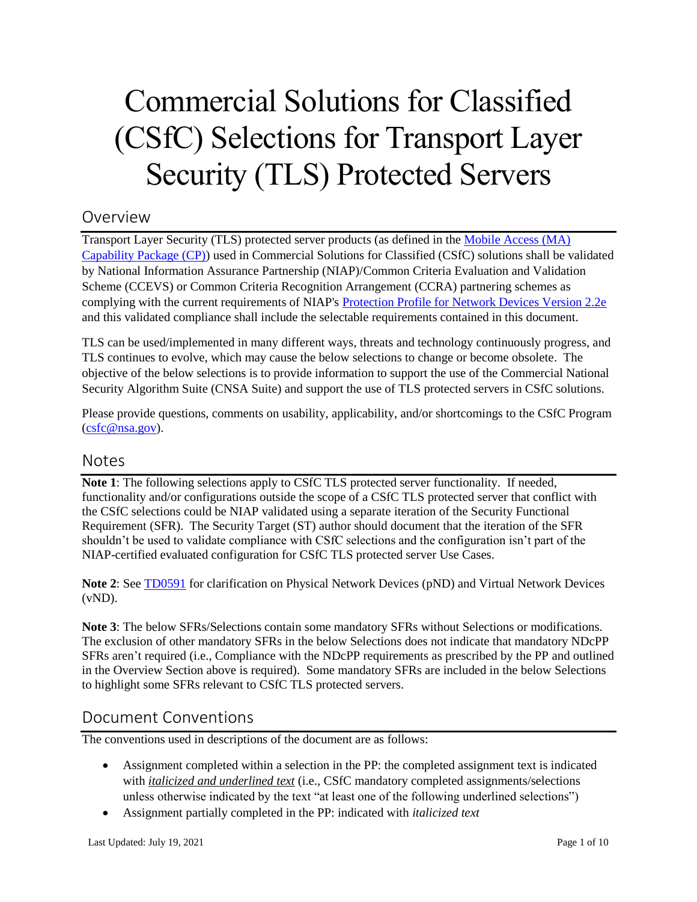# Commercial Solutions for Classified (CSfC) Selections for Transport Layer Security (TLS) Protected Servers

## Overview

Transport Layer Security (TLS) protected server products (as defined in the Mobile Access (MA) Capability Package (CP)) used in Commercial Solutions for Classified (CSfC) solutions shall be validated by National Information Assurance Partnership (NIAP)/Common Criteria Evaluation and Validation Scheme (CCEVS) or Common Criteria Recognition Arrangement (CCRA) partnering schemes as complying with the current requirements of NIAP's Protection Profile for Network Devices Version 2.2e and this validated compliance shall include the selectable requirements contained in this document.

TLS can be used/implemented in many different ways, threats and technology continuously progress, and TLS continues to evolve, which may cause the below selections to change or become obsolete. The objective of the below selections is to provide information to support the use of the Commercial National Security Algorithm Suite (CNSA Suite) and support the use of TLS protected servers in CSfC solutions.

Please provide questions, comments on usability, applicability, and/or shortcomings to the CSfC Program (csfc@nsa.gov).

## Notes

**Note 1**: The following selections apply to CSfC TLS protected server functionality. If needed, functionality and/or configurations outside the scope of a CSfC TLS protected server that conflict with the CSfC selections could be NIAP validated using a separate iteration of the Security Functional Requirement (SFR). The Security Target (ST) author should document that the iteration of the SFR shouldn't be used to validate compliance with CSfC selections and the configuration isn't part of the NIAP-certified evaluated configuration for CSfC TLS protected server Use Cases.

**Note 2**: See TD0591 for clarification on Physical Network Devices (pND) and Virtual Network Devices (vND).

**Note 3**: The below SFRs/Selections contain some mandatory SFRs without Selections or modifications. The exclusion of other mandatory SFRs in the below Selections does not indicate that mandatory NDcPP SFRs aren't required (i.e., Compliance with the NDcPP requirements as prescribed by the PP and outlined in the Overview Section above is required). Some mandatory SFRs are included in the below Selections to highlight some SFRs relevant to CSfC TLS protected servers.

## Document Conventions

The conventions used in descriptions of the document are as follows:

- Assignment completed within a selection in the PP: the completed assignment text is indicated with ***<u>italicized and underlined text</u>*** (i.e., CSfC mandatory completed assignments/selections unless otherwise indicated by the text "at least one of the following underlined selections")
- Assignment partially completed in the PP: indicated with *italicized text*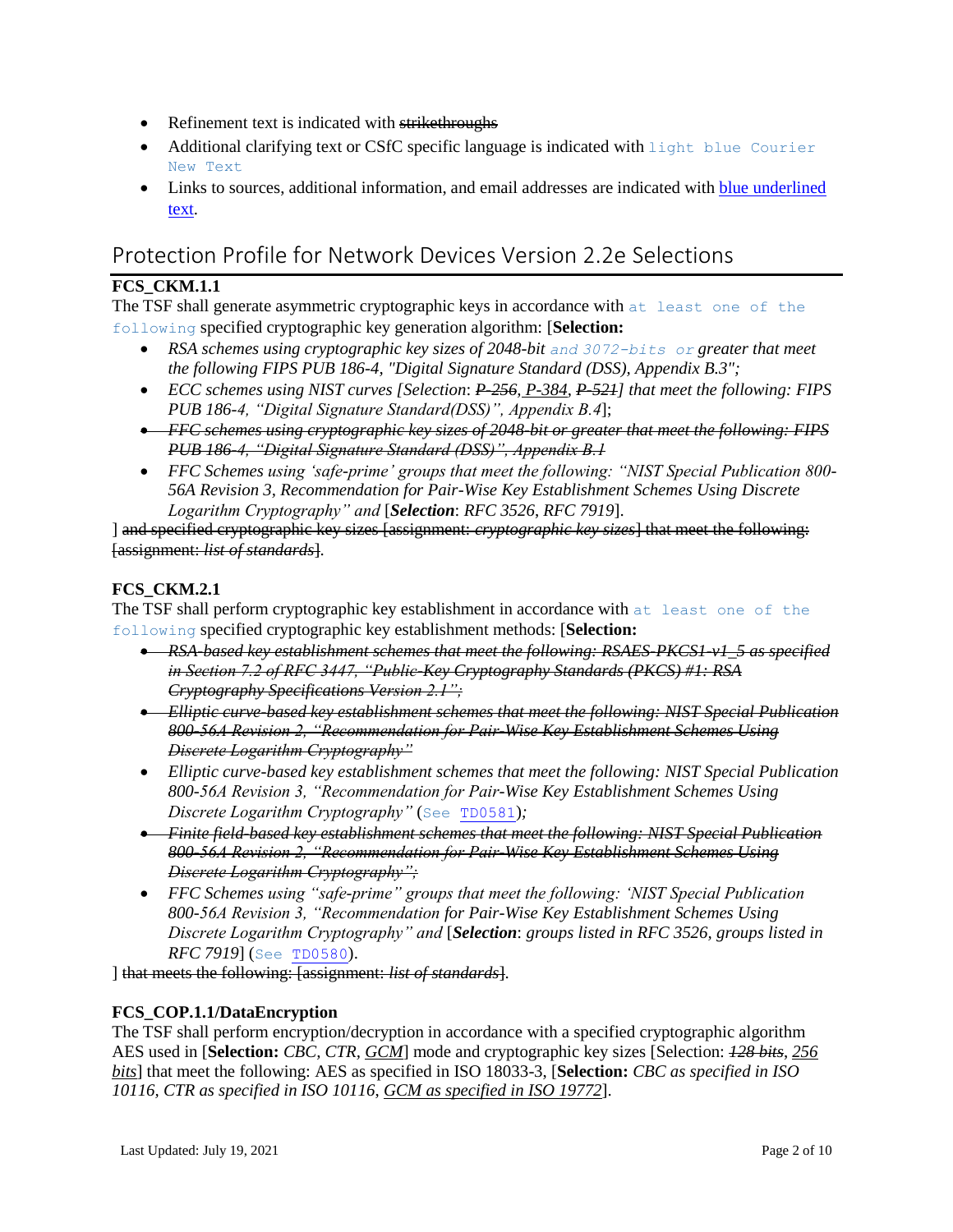- Refinement text is indicated with ~~strikethroughs~~
- Additional clarifying text or CSfC specific language is indicated with `light blue Courier New Text`
- Links to sources, additional information, and email addresses are indicated with blue underlined text.

## Protection Profile for Network Devices Version 2.2e Selections

**FCS_CKM.1.1**

The TSF shall generate asymmetric cryptographic keys in accordance with `at least one of the following` specified cryptographic key generation algorithm: [**Selection:**

- *RSA schemes using cryptographic key sizes of 2048-bit* `and 3072-bits or` *greater that meet the following FIPS PUB 186-4, "Digital Signature Standard (DSS), Appendix B.3";*
- *ECC schemes using NIST curves [Selection: ~~P-256~~, P-384, ~~P-521~~] that meet the following: FIPS PUB 186-4, "Digital Signature Standard(DSS)", Appendix B.4*];
- ~~*FFC schemes using cryptographic key sizes of 2048-bit or greater that meet the following: FIPS PUB 186-4, "Digital Signature Standard (DSS)", Appendix B.1*~~
- *FFC Schemes using 'safe-prime' groups that meet the following: "NIST Special Publication 800-56A Revision 3, Recommendation for Pair-Wise Key Establishment Schemes Using Discrete Logarithm Cryptography" and* [***Selection***: *RFC 3526, RFC 7919*].

] ~~and specified cryptographic key sizes [assignment: *cryptographic key sizes*] that meet the following: [assignment: *list of standards*]~~.

**FCS_CKM.2.1**

The TSF shall perform cryptographic key establishment in accordance with `at least one of the following` specified cryptographic key establishment methods: [**Selection:**

- ~~*RSA-based key establishment schemes that meet the following: RSAES-PKCS1-v1_5 as specified in Section 7.2 of RFC 3447, "Public-Key Cryptography Standards (PKCS) #1: RSA Cryptography Specifications Version 2.1";*~~
- ~~*Elliptic curve-based key establishment schemes that meet the following: NIST Special Publication 800-56A Revision 2, "Recommendation for Pair-Wise Key Establishment Schemes Using Discrete Logarithm Cryptography"*~~
- *Elliptic curve-based key establishment schemes that meet the following: NIST Special Publication 800-56A Revision 3, "Recommendation for Pair-Wise Key Establishment Schemes Using Discrete Logarithm Cryptography"* (`See TD0581`)*;*
- ~~*Finite field-based key establishment schemes that meet the following: NIST Special Publication 800-56A Revision 2, "Recommendation for Pair-Wise Key Establishment Schemes Using Discrete Logarithm Cryptography";*~~
- *FFC Schemes using "safe-prime" groups that meet the following: 'NIST Special Publication 800-56A Revision 3, "Recommendation for Pair-Wise Key Establishment Schemes Using Discrete Logarithm Cryptography" and* [***Selection***: *groups listed in RFC 3526, groups listed in RFC 7919*] (`See TD0580`).

] ~~that meets the following: [assignment: *list of standards*]~~.

**FCS_COP.1.1/DataEncryption**

The TSF shall perform encryption/decryption in accordance with a specified cryptographic algorithm AES used in [**Selection:** *CBC, CTR, GCM*] mode and cryptographic key sizes [Selection: ~~*128 bits*~~, *256 bits*] that meet the following: AES as specified in ISO 18033-3, [**Selection:** *CBC as specified in ISO 10116, CTR as specified in ISO 10116, GCM as specified in ISO 19772*].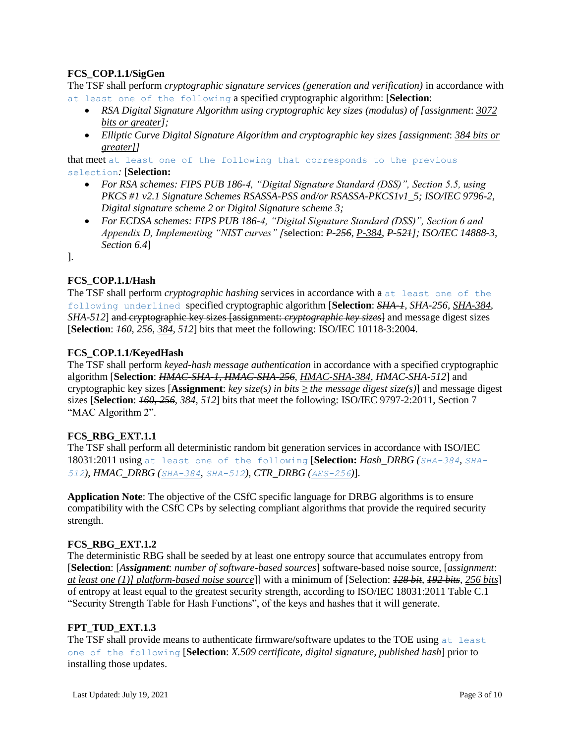**FCS_COP.1.1/SigGen**

The TSF shall perform *cryptographic signature services (generation and verification)* in accordance with `at least one of the following` a specified cryptographic algorithm: [**Selection**:

- *RSA Digital Signature Algorithm using cryptographic key sizes (modulus) of [assignment: 3072 bits or greater];*
- *Elliptic Curve Digital Signature Algorithm and cryptographic key sizes [assignment: 384 bits or greater]]*

that meet `at least one of the following that corresponds to the previous selection`*:* [**Selection:**

- *For RSA schemes: FIPS PUB 186-4, "Digital Signature Standard (DSS)", Section 5.5, using PKCS #1 v2.1 Signature Schemes RSASSA-PSS and/or RSASSA-PKCS1v1_5; ISO/IEC 9796-2, Digital signature scheme 2 or Digital Signature scheme 3;*
- *For ECDSA schemes: FIPS PUB 186-4, "Digital Signature Standard (DSS)", Section 6 and Appendix D, Implementing "NIST curves" [*selection: ~~*P-256*~~, *P-384*, ~~*P-521*~~*]; ISO/IEC 14888-3, Section 6.4*]

].

**FCS_COP.1.1/Hash**

The TSF shall perform *cryptographic hashing* services in accordance with ~~a~~ `at least one of the following underlined` specified cryptographic algorithm [**Selection**: ~~*SHA-1*~~, *SHA-256*, *SHA-384*, *SHA-512*] ~~and cryptographic key sizes [assignment: *cryptographic key sizes*]~~ and message digest sizes [**Selection**: ~~*160*~~, *256*, *384*, *512*] bits that meet the following: ISO/IEC 10118-3:2004.

**FCS_COP.1.1/KeyedHash**

The TSF shall perform *keyed-hash message authentication* in accordance with a specified cryptographic algorithm [**Selection**: ~~*HMAC-SHA-1*, *HMAC-SHA-256*~~, *HMAC-SHA-384*, *HMAC-SHA-512*] and cryptographic key sizes [**Assignment**: *key size(s) in bits ≥ the message digest size(s)*] and message digest sizes [**Selection**: ~~*160*, *256*~~, *384*, *512*] bits that meet the following: ISO/IEC 9797-2:2011, Section 7 "MAC Algorithm 2".

**FCS_RBG_EXT.1.1**

The TSF shall perform all deterministic random bit generation services in accordance with ISO/IEC 18031:2011 using `at least one of the following` [**Selection:** *Hash_DRBG (*`SHA-384`, `SHA-512`*), HMAC_DRBG (*`SHA-384`, `SHA-512`*), CTR_DRBG (*`AES-256`*)*].

**Application Note**: The objective of the CSfC specific language for DRBG algorithms is to ensure compatibility with the CSfC CPs by selecting compliant algorithms that provide the required security strength.

**FCS_RBG_EXT.1.2**

The deterministic RBG shall be seeded by at least one entropy source that accumulates entropy from [**Selection**: [***Assignment***: *number of software-based sources*] software-based noise source, [*assignment*: *at least one (1)] platform-based noise source*]] with a minimum of [Selection: ~~*128 bit*~~, ~~*192 bits*~~, *256 bits*] of entropy at least equal to the greatest security strength, according to ISO/IEC 18031:2011 Table C.1 "Security Strength Table for Hash Functions", of the keys and hashes that it will generate.

**FPT_TUD_EXT.1.3**

The TSF shall provide means to authenticate firmware/software updates to the TOE using `at least one of the following` [**Selection**: *X.509 certificate, digital signature, published hash*] prior to installing those updates.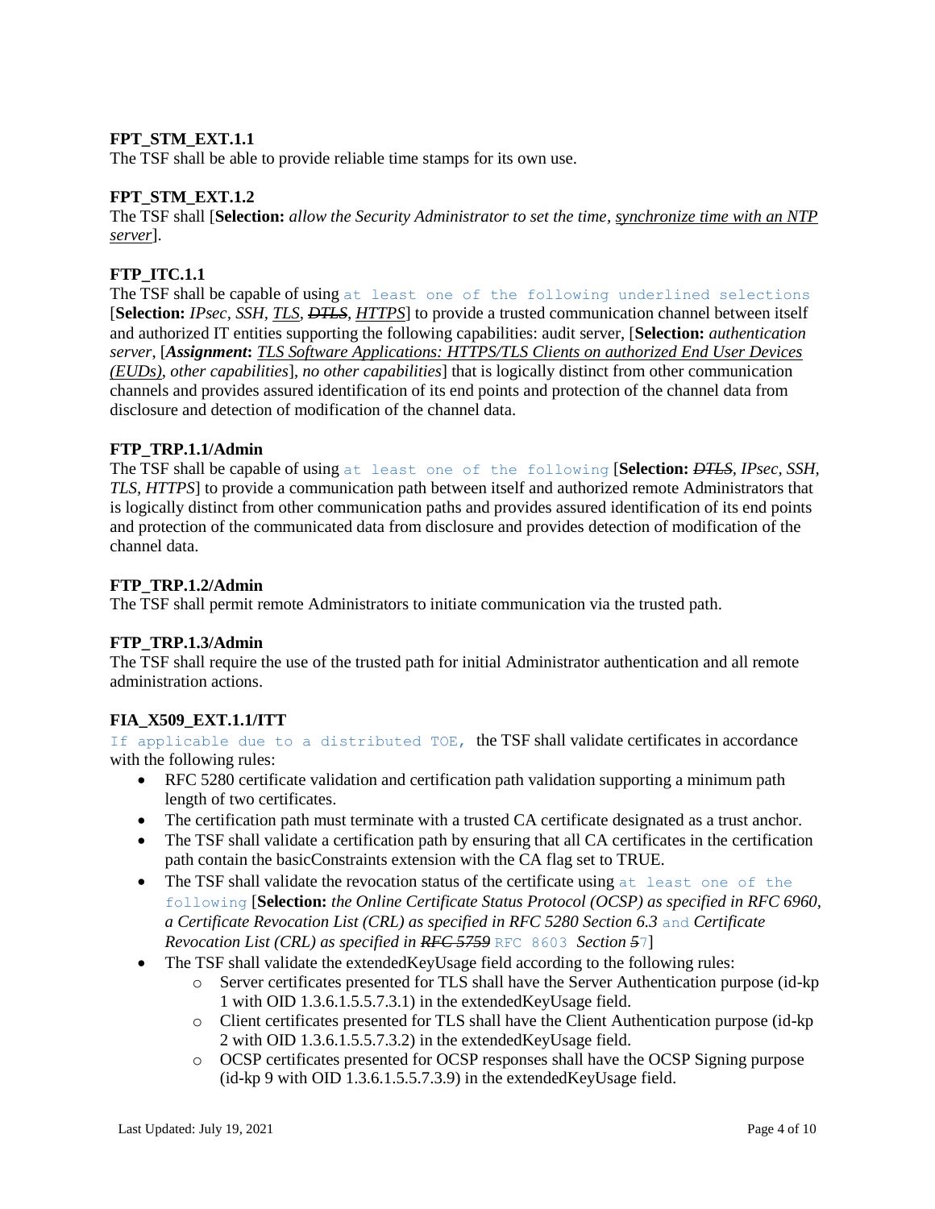**FPT_STM_EXT.1.1**
The TSF shall be able to provide reliable time stamps for its own use.

**FPT_STM_EXT.1.2**
The TSF shall [**Selection:** *allow the Security Administrator to set the time*, *<u>synchronize time with an NTP server</u>*].

**FTP_ITC.1.1**
The TSF shall be capable of using `at least one of the following underlined selections` [**Selection:** *IPsec*, *SSH*, *<u>TLS</u>*, *~~DTLS~~*, *<u>HTTPS</u>*] to provide a trusted communication channel between itself and authorized IT entities supporting the following capabilities: audit server, [**Selection:** *authentication server*, [***Assignment*:** *<u>TLS Software Applications: HTTPS/TLS Clients on authorized End User Devices (EUDs)</u>*, *other capabilities*], *no other capabilities*] that is logically distinct from other communication channels and provides assured identification of its end points and protection of the channel data from disclosure and detection of modification of the channel data.

**FTP_TRP.1.1/Admin**
The TSF shall be capable of using `at least one of the following` [**Selection:** *~~DTLS~~*, *IPsec*, *SSH*, *TLS*, *HTTPS*] to provide a communication path between itself and authorized remote Administrators that is logically distinct from other communication paths and provides assured identification of its end points and protection of the communicated data from disclosure and provides detection of modification of the channel data.

**FTP_TRP.1.2/Admin**
The TSF shall permit remote Administrators to initiate communication via the trusted path.

**FTP_TRP.1.3/Admin**
The TSF shall require the use of the trusted path for initial Administrator authentication and all remote administration actions.

**FIA_X509_EXT.1.1/ITT**
`If applicable due to a distributed TOE,` the TSF shall validate certificates in accordance with the following rules:

- RFC 5280 certificate validation and certification path validation supporting a minimum path length of two certificates.
- The certification path must terminate with a trusted CA certificate designated as a trust anchor.
- The TSF shall validate a certification path by ensuring that all CA certificates in the certification path contain the basicConstraints extension with the CA flag set to TRUE.
- The TSF shall validate the revocation status of the certificate using `at least one of the following` [**Selection:** *the Online Certificate Status Protocol (OCSP) as specified in RFC 6960*, *a Certificate Revocation List (CRL) as specified in RFC 5280 Section 6.3* `and` *Certificate Revocation List (CRL) as specified in ~~RFC 5759~~* `RFC 8603` *Section ~~5~~*`7`]
- The TSF shall validate the extendedKeyUsage field according to the following rules:
  - Server certificates presented for TLS shall have the Server Authentication purpose (id-kp 1 with OID 1.3.6.1.5.5.7.3.1) in the extendedKeyUsage field.
  - Client certificates presented for TLS shall have the Client Authentication purpose (id-kp 2 with OID 1.3.6.1.5.5.7.3.2) in the extendedKeyUsage field.
  - OCSP certificates presented for OCSP responses shall have the OCSP Signing purpose (id-kp 9 with OID 1.3.6.1.5.5.7.3.9) in the extendedKeyUsage field.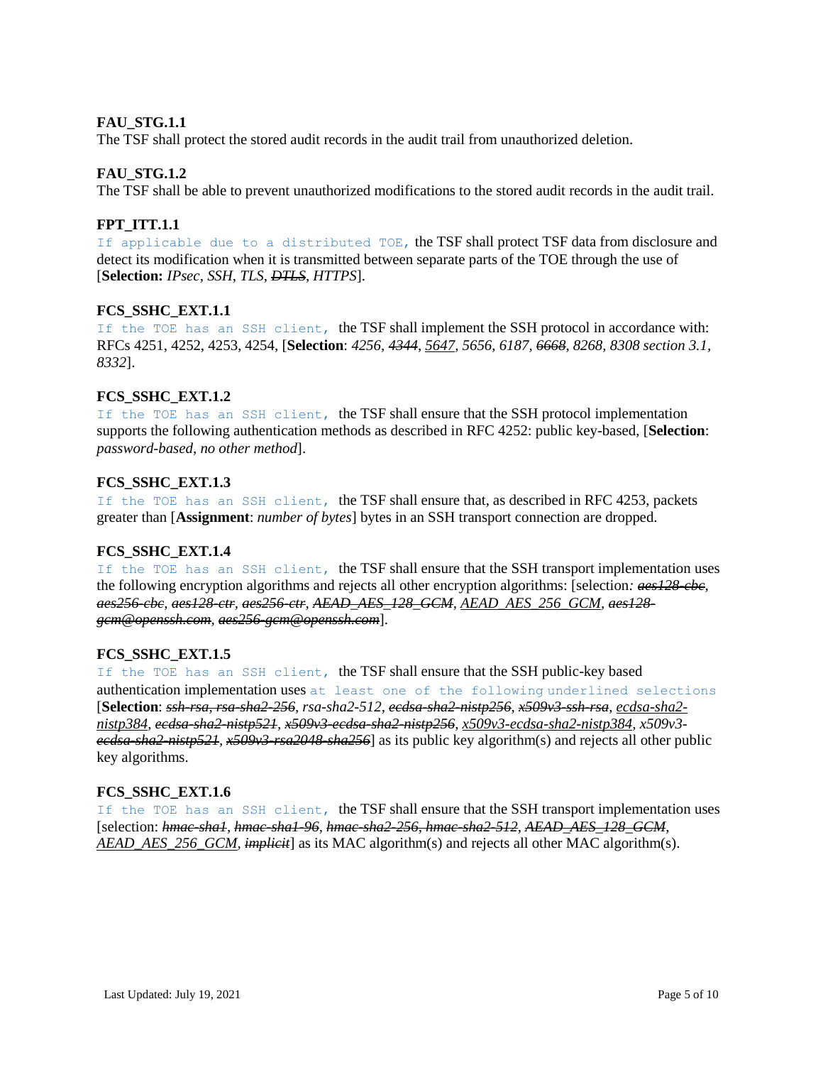**FAU_STG.1.1**
The TSF shall protect the stored audit records in the audit trail from unauthorized deletion.

**FAU_STG.1.2**
The TSF shall be able to prevent unauthorized modifications to the stored audit records in the audit trail.

**FPT_ITT.1.1**
If applicable due to a distributed TOE, the TSF shall protect TSF data from disclosure and detect its modification when it is transmitted between separate parts of the TOE through the use of [**Selection:** *IPsec*, *SSH, TLS*, ~~*DTLS*~~, *HTTPS*].

**FCS_SSHC_EXT.1.1**
If the TOE has an SSH client, the TSF shall implement the SSH protocol in accordance with: RFCs 4251, 4252, 4253, 4254, [**Selection**: *4256*, ~~*4344*~~, *5647*, *5656, 6187*, ~~*6668*~~, *8268, 8308 section 3.1*, *8332*].

**FCS_SSHC_EXT.1.2**
If the TOE has an SSH client, the TSF shall ensure that the SSH protocol implementation supports the following authentication methods as described in RFC 4252: public key-based, [**Selection**: *password-based*, *no other method*].

**FCS_SSHC_EXT.1.3**
If the TOE has an SSH client, the TSF shall ensure that, as described in RFC 4253, packets greater than [**Assignment**: *number of bytes*] bytes in an SSH transport connection are dropped.

**FCS_SSHC_EXT.1.4**
If the TOE has an SSH client, the TSF shall ensure that the SSH transport implementation uses the following encryption algorithms and rejects all other encryption algorithms: [selection*:* ~~*aes128-cbc*~~, ~~*aes256-cbc*~~, ~~*aes128-ctr*~~, ~~*aes256-ctr*~~, ~~*AEAD_AES_128_GCM*~~, *AEAD_AES_256_GCM*, ~~*aes128-gcm@openssh.com*~~, ~~*aes256-gcm@openssh.com*~~].

**FCS_SSHC_EXT.1.5**
If the TOE has an SSH client, the TSF shall ensure that the SSH public-key based authentication implementation uses at least one of the following underlined selections [**Selection**: ~~*ssh-rsa*~~, ~~*rsa-sha2-256*~~, *rsa-sha2-512*, ~~*ecdsa-sha2-nistp256*~~, ~~*x509v3-ssh-rsa*~~, *ecdsa-sha2-nistp384*, ~~*ecdsa-sha2-nistp521*~~, ~~*x509v3-ecdsa-sha2-nistp256*~~, *x509v3-ecdsa-sha2-nistp384*, *x509v3-*~~*ecdsa-sha2-nistp521*~~, ~~*x509v3-rsa2048-sha256*~~] as its public key algorithm(s) and rejects all other public key algorithms.

**FCS_SSHC_EXT.1.6**
If the TOE has an SSH client, the TSF shall ensure that the SSH transport implementation uses [selection: ~~*hmac-sha1*~~, ~~*hmac-sha1-96*~~, ~~*hmac-sha2-256*~~, ~~*hmac-sha2-512*~~, ~~*AEAD_AES_128_GCM*~~, *AEAD_AES_256_GCM*, ~~*implicit*~~] as its MAC algorithm(s) and rejects all other MAC algorithm(s).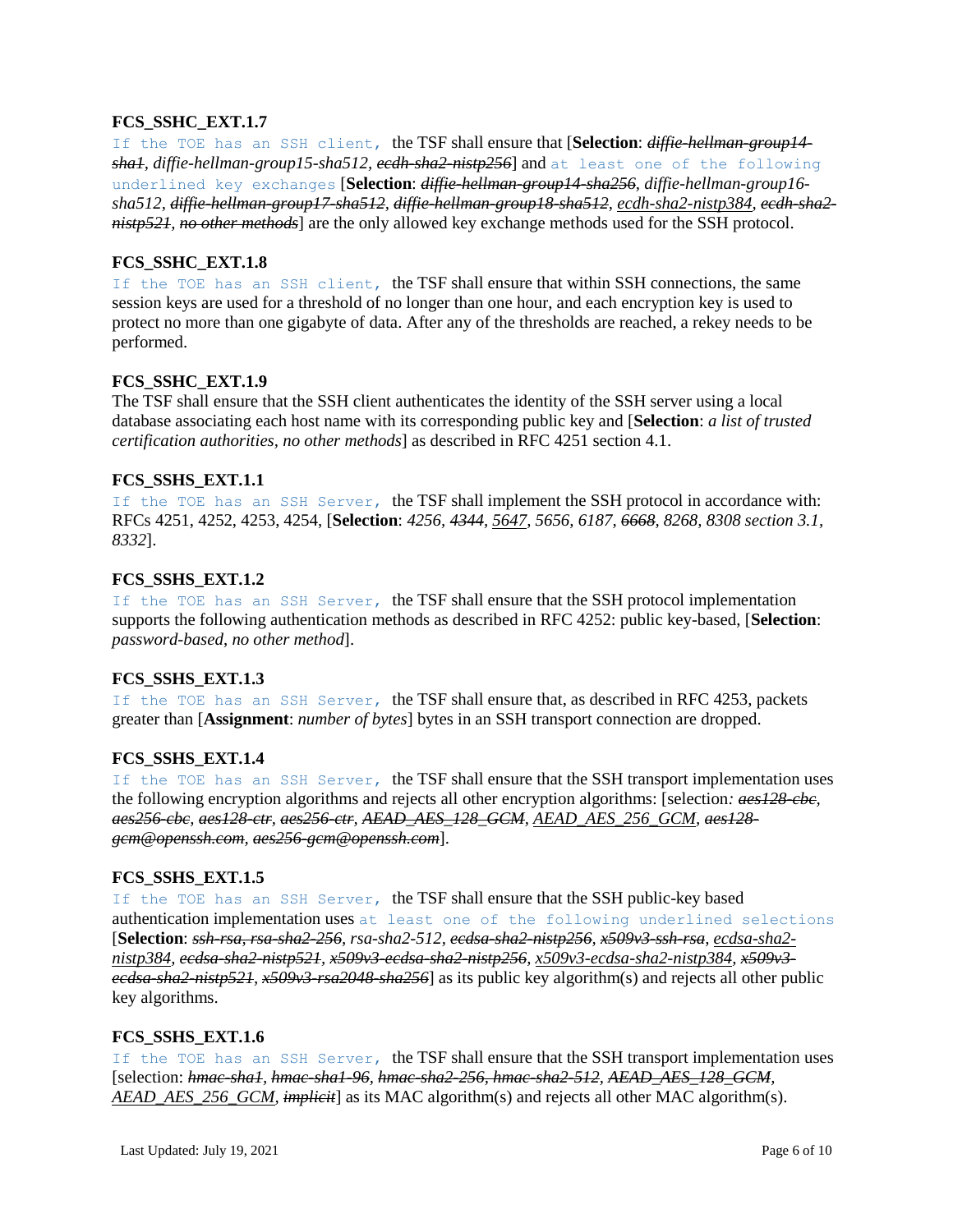### FCS_SSHC_EXT.1.7

`If the TOE has an SSH client,` the TSF shall ensure that [**Selection**: ~~*diffie-hellman-group14-sha1*~~, *diffie-hellman-group15-sha512*, ~~*ecdh-sha2-nistp256*~~] and `at least one of the following underlined key exchanges` [**Selection**: ~~*diffie-hellman-group14-sha256*~~, *diffie-hellman-group16-sha512*, ~~*diffie-hellman-group17-sha512*~~, ~~*diffie-hellman-group18-sha512*~~, <u>*ecdh-sha2-nistp384*</u>, ~~*ecdh-sha2-nistp521*~~, ~~*no other methods*~~] are the only allowed key exchange methods used for the SSH protocol.

### FCS_SSHC_EXT.1.8

`If the TOE has an SSH client,` the TSF shall ensure that within SSH connections, the same session keys are used for a threshold of no longer than one hour, and each encryption key is used to protect no more than one gigabyte of data. After any of the thresholds are reached, a rekey needs to be performed.

### FCS_SSHC_EXT.1.9

The TSF shall ensure that the SSH client authenticates the identity of the SSH server using a local database associating each host name with its corresponding public key and [**Selection**: *a list of trusted certification authorities, no other methods*] as described in RFC 4251 section 4.1.

### FCS_SSHS_EXT.1.1

`If the TOE has an SSH Server,` the TSF shall implement the SSH protocol in accordance with: RFCs 4251, 4252, 4253, 4254, [**Selection**: *4256*, ~~*4344*~~, <u>*5647*</u>, *5656, 6187*, ~~*6668*~~, *8268, 8308 section 3.1, 8332*].

### FCS_SSHS_EXT.1.2

`If the TOE has an SSH Server,` the TSF shall ensure that the SSH protocol implementation supports the following authentication methods as described in RFC 4252: public key-based, [**Selection**: *password-based, no other method*].

### FCS_SSHS_EXT.1.3

`If the TOE has an SSH Server,` the TSF shall ensure that, as described in RFC 4253, packets greater than [**Assignment**: *number of bytes*] bytes in an SSH transport connection are dropped.

### FCS_SSHS_EXT.1.4

`If the TOE has an SSH Server,` the TSF shall ensure that the SSH transport implementation uses the following encryption algorithms and rejects all other encryption algorithms: [selection*:* ~~*aes128-cbc*~~, ~~*aes256-cbc*~~, ~~*aes128-ctr*~~, ~~*aes256-ctr*~~, ~~*AEAD_AES_128_GCM*~~, <u>*AEAD_AES_256_GCM*</u>, ~~*aes128-gcm@openssh.com*~~, ~~*aes256-gcm@openssh.com*~~].

### FCS_SSHS_EXT.1.5

`If the TOE has an SSH Server,` the TSF shall ensure that the SSH public-key based authentication implementation uses `at least one of the following underlined selections` [**Selection**: ~~*ssh-rsa*~~, ~~*rsa-sha2-256*~~, *rsa-sha2-512*, ~~*ecdsa-sha2-nistp256*~~, ~~*x509v3-ssh-rsa*~~, <u>*ecdsa-sha2-nistp384*</u>, ~~*ecdsa-sha2-nistp521*~~, ~~*x509v3-ecdsa-sha2-nistp256*~~, <u>*x509v3-ecdsa-sha2-nistp384*</u>, ~~*x509v3-ecdsa-sha2-nistp521*~~, ~~*x509v3-rsa2048-sha256*~~] as its public key algorithm(s) and rejects all other public key algorithms.

### FCS_SSHS_EXT.1.6

`If the TOE has an SSH Server,` the TSF shall ensure that the SSH transport implementation uses [selection: ~~*hmac-sha1*~~, ~~*hmac-sha1-96*~~, ~~*hmac-sha2-256*~~, ~~*hmac-sha2-512*~~, ~~*AEAD_AES_128_GCM*~~, <u>*AEAD_AES_256_GCM*</u>, ~~*implicit*~~] as its MAC algorithm(s) and rejects all other MAC algorithm(s).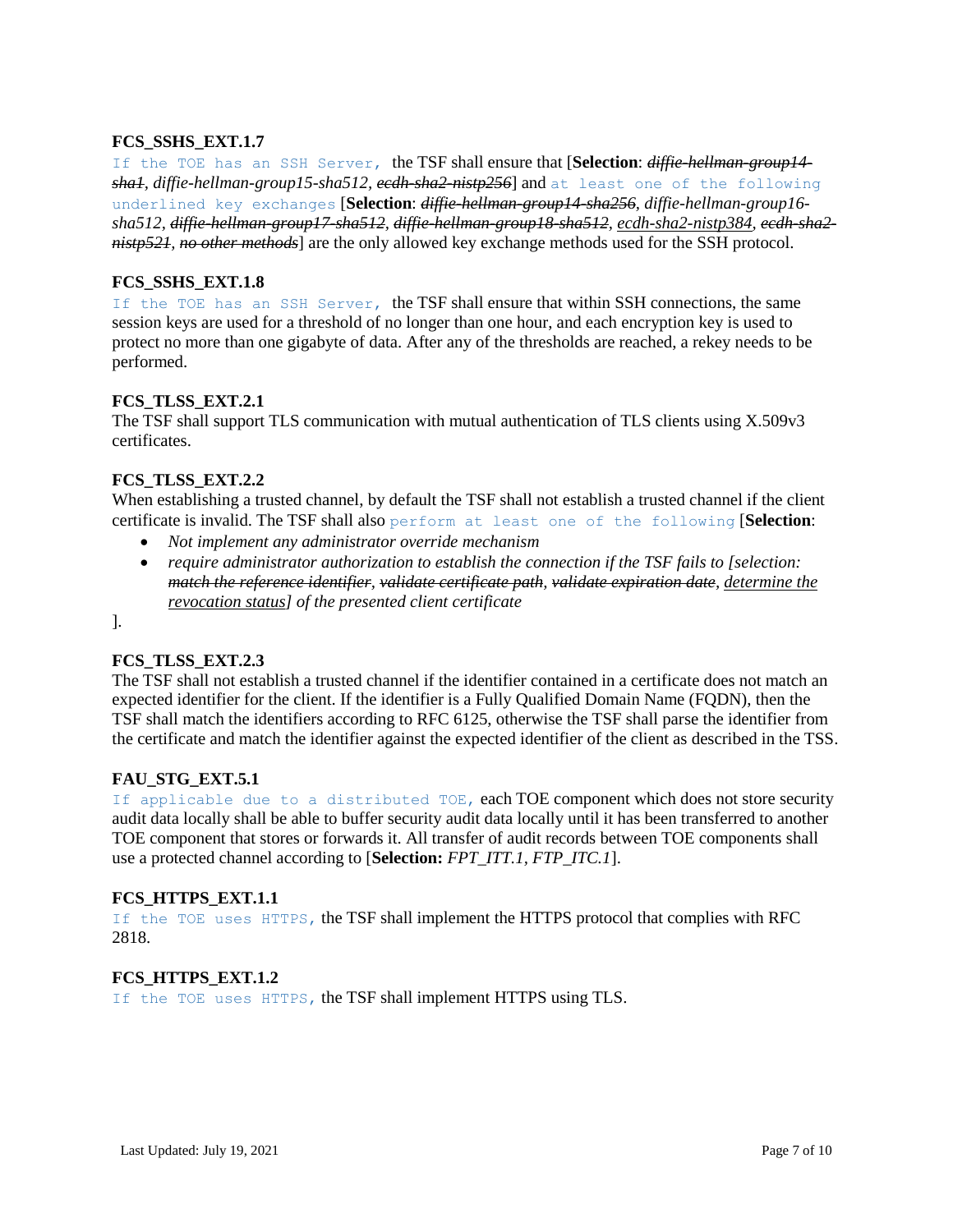**FCS_SSHS_EXT.1.7**

If the TOE has an SSH Server, the TSF shall ensure that [**Selection**: ~~*diffie-hellman-group14-sha1*~~, *diffie-hellman-group15-sha512*, ~~*ecdh-sha2-nistp256*~~] and at least one of the following underlined key exchanges [**Selection**: ~~*diffie-hellman-group14-sha256*~~, *diffie-hellman-group16-sha512*, ~~*diffie-hellman-group17-sha512*~~, ~~*diffie-hellman-group18-sha512*~~, <u>*ecdh-sha2-nistp384*</u>, ~~*ecdh-sha2-nistp521*~~, ~~*no other methods*~~] are the only allowed key exchange methods used for the SSH protocol.

**FCS_SSHS_EXT.1.8**

If the TOE has an SSH Server, the TSF shall ensure that within SSH connections, the same session keys are used for a threshold of no longer than one hour, and each encryption key is used to protect no more than one gigabyte of data. After any of the thresholds are reached, a rekey needs to be performed.

**FCS_TLSS_EXT.2.1**

The TSF shall support TLS communication with mutual authentication of TLS clients using X.509v3 certificates.

**FCS_TLSS_EXT.2.2**

When establishing a trusted channel, by default the TSF shall not establish a trusted channel if the client certificate is invalid. The TSF shall also perform at least one of the following [**Selection**:

- *Not implement any administrator override mechanism*
- *require administrator authorization to establish the connection if the TSF fails to [selection:* ~~*match the reference identifier*~~, ~~*validate certificate path*~~, ~~*validate expiration date*~~, <u>*determine the revocation status*</u>*] of the presented client certificate*

].

**FCS_TLSS_EXT.2.3**

The TSF shall not establish a trusted channel if the identifier contained in a certificate does not match an expected identifier for the client. If the identifier is a Fully Qualified Domain Name (FQDN), then the TSF shall match the identifiers according to RFC 6125, otherwise the TSF shall parse the identifier from the certificate and match the identifier against the expected identifier of the client as described in the TSS.

**FAU_STG_EXT.5.1**

If applicable due to a distributed TOE, each TOE component which does not store security audit data locally shall be able to buffer security audit data locally until it has been transferred to another TOE component that stores or forwards it. All transfer of audit records between TOE components shall use a protected channel according to [**Selection:** *FPT_ITT.1, FTP_ITC.1*].

**FCS_HTTPS_EXT.1.1**

If the TOE uses HTTPS, the TSF shall implement the HTTPS protocol that complies with RFC 2818.

**FCS_HTTPS_EXT.1.2**

If the TOE uses HTTPS, the TSF shall implement HTTPS using TLS.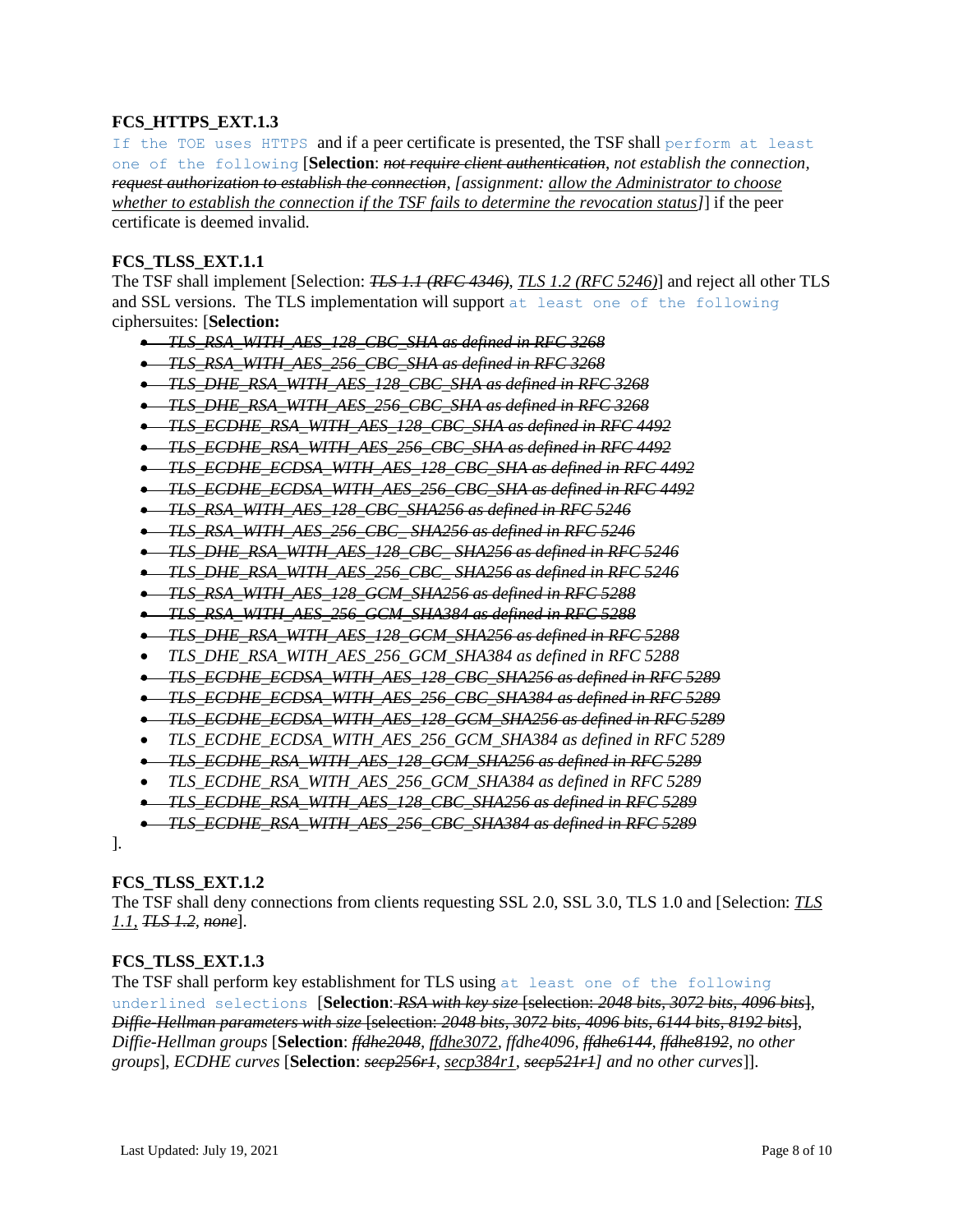### FCS_HTTPS_EXT.1.3

If the TOE uses HTTPS and if a peer certificate is presented, the TSF shall perform at least one of the following [**Selection**: ~~*not require client authentication*~~, *not establish the connection*, ~~*request authorization to establish the connection*~~, *[assignment: allow the Administrator to choose whether to establish the connection if the TSF fails to determine the revocation status]*] if the peer certificate is deemed invalid.

### FCS_TLSS_EXT.1.1

The TSF shall implement [Selection: ~~*TLS 1.1 (RFC 4346)*~~, *TLS 1.2 (RFC 5246)*] and reject all other TLS and SSL versions. The TLS implementation will support at least one of the following ciphersuites: [**Selection:**

- ~~*TLS_RSA_WITH_AES_128_CBC_SHA as defined in RFC 3268*~~
- ~~*TLS_RSA_WITH_AES_256_CBC_SHA as defined in RFC 3268*~~
- ~~*TLS_DHE_RSA_WITH_AES_128_CBC_SHA as defined in RFC 3268*~~
- ~~*TLS_DHE_RSA_WITH_AES_256_CBC_SHA as defined in RFC 3268*~~
- ~~*TLS_ECDHE_RSA_WITH_AES_128_CBC_SHA as defined in RFC 4492*~~
- ~~*TLS_ECDHE_RSA_WITH_AES_256_CBC_SHA as defined in RFC 4492*~~
- ~~*TLS_ECDHE_ECDSA_WITH_AES_128_CBC_SHA as defined in RFC 4492*~~
- ~~*TLS_ECDHE_ECDSA_WITH_AES_256_CBC_SHA as defined in RFC 4492*~~
- ~~*TLS_RSA_WITH_AES_128_CBC_SHA256 as defined in RFC 5246*~~
- ~~*TLS_RSA_WITH_AES_256_CBC_ SHA256 as defined in RFC 5246*~~
- ~~*TLS_DHE_RSA_WITH_AES_128_CBC_ SHA256 as defined in RFC 5246*~~
- ~~*TLS_DHE_RSA_WITH_AES_256_CBC_ SHA256 as defined in RFC 5246*~~
- ~~*TLS_RSA_WITH_AES_128_GCM_SHA256 as defined in RFC 5288*~~
- ~~*TLS_RSA_WITH_AES_256_GCM_SHA384 as defined in RFC 5288*~~
- ~~*TLS_DHE_RSA_WITH_AES_128_GCM_SHA256 as defined in RFC 5288*~~
- *TLS_DHE_RSA_WITH_AES_256_GCM_SHA384 as defined in RFC 5288*
- ~~*TLS_ECDHE_ECDSA_WITH_AES_128_CBC_SHA256 as defined in RFC 5289*~~
- ~~*TLS_ECDHE_ECDSA_WITH_AES_256_CBC_SHA384 as defined in RFC 5289*~~
- ~~*TLS_ECDHE_ECDSA_WITH_AES_128_GCM_SHA256 as defined in RFC 5289*~~
- *TLS_ECDHE_ECDSA_WITH_AES_256_GCM_SHA384 as defined in RFC 5289*
- ~~*TLS_ECDHE_RSA_WITH_AES_128_GCM_SHA256 as defined in RFC 5289*~~
- *TLS_ECDHE_RSA_WITH_AES_256_GCM_SHA384 as defined in RFC 5289*
- ~~*TLS_ECDHE_RSA_WITH_AES_128_CBC_SHA256 as defined in RFC 5289*~~
- ~~*TLS_ECDHE_RSA_WITH_AES_256_CBC_SHA384 as defined in RFC 5289*~~

].

### FCS_TLSS_EXT.1.2

The TSF shall deny connections from clients requesting SSL 2.0, SSL 3.0, TLS 1.0 and [Selection: *TLS 1.1*, ~~*TLS 1.2*~~, ~~*none*~~].

### FCS_TLSS_EXT.1.3

The TSF shall perform key establishment for TLS using at least one of the following underlined selections [**Selection**: ~~*RSA with key size* [selection: *2048 bits, 3072 bits, 4096 bits*]~~, ~~*Diffie-Hellman parameters with size* [selection: *2048 bits, 3072 bits, 4096 bits, 6144 bits, 8192 bits*]~~, *Diffie-Hellman groups* [**Selection**: ~~*ffdhe2048*~~, *ffdhe3072*, *ffdhe4096*, ~~*ffdhe6144*~~, ~~*ffdhe8192*~~, *no other groups*], *ECDHE curves* [**Selection**: ~~*secp256r1*~~, *secp384r1*, ~~*secp521r1*~~*] and no other curves*]].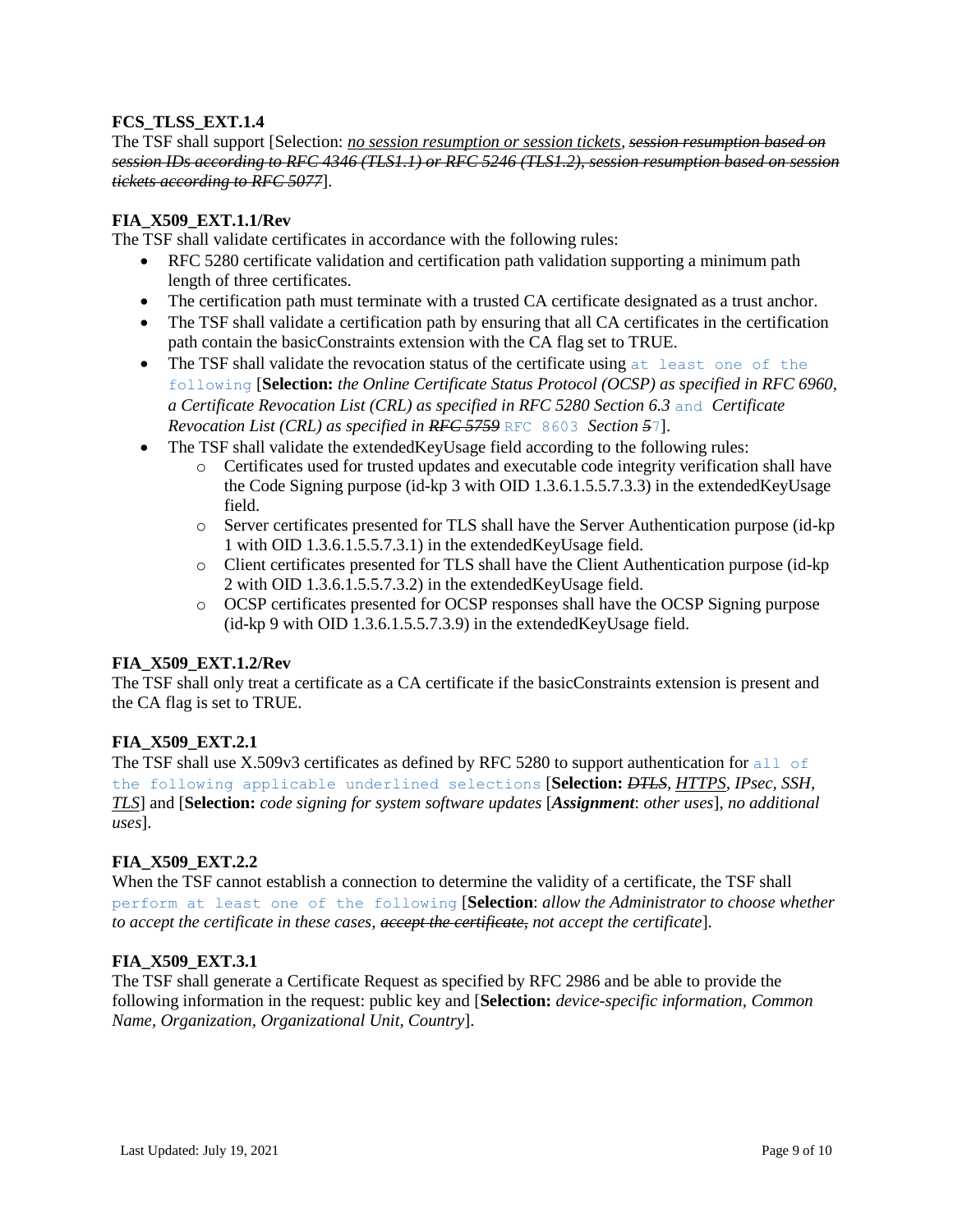**FCS_TLSS_EXT.1.4**

The TSF shall support [Selection: *<u>no session resumption or session tickets</u>*, ~~*session resumption based on session IDs according to RFC 4346 (TLS1.1) or RFC 5246 (TLS1.2), session resumption based on session tickets according to RFC 5077*~~].

**FIA_X509_EXT.1.1/Rev**

The TSF shall validate certificates in accordance with the following rules:

- RFC 5280 certificate validation and certification path validation supporting a minimum path length of three certificates.
- The certification path must terminate with a trusted CA certificate designated as a trust anchor.
- The TSF shall validate a certification path by ensuring that all CA certificates in the certification path contain the basicConstraints extension with the CA flag set to TRUE.
- The TSF shall validate the revocation status of the certificate using at least one of the following [**Selection:** *the Online Certificate Status Protocol (OCSP) as specified in RFC 6960, a Certificate Revocation List (CRL) as specified in RFC 5280 Section 6.3* and *Certificate Revocation List (CRL) as specified in* ~~*RFC 5759*~~ RFC 8603 *Section* ~~*5*~~7].
- The TSF shall validate the extendedKeyUsage field according to the following rules:
    - Certificates used for trusted updates and executable code integrity verification shall have the Code Signing purpose (id-kp 3 with OID 1.3.6.1.5.5.7.3.3) in the extendedKeyUsage field.
    - Server certificates presented for TLS shall have the Server Authentication purpose (id-kp 1 with OID 1.3.6.1.5.5.7.3.1) in the extendedKeyUsage field.
    - Client certificates presented for TLS shall have the Client Authentication purpose (id-kp 2 with OID 1.3.6.1.5.5.7.3.2) in the extendedKeyUsage field.
    - OCSP certificates presented for OCSP responses shall have the OCSP Signing purpose (id-kp 9 with OID 1.3.6.1.5.5.7.3.9) in the extendedKeyUsage field.

**FIA_X509_EXT.1.2/Rev**

The TSF shall only treat a certificate as a CA certificate if the basicConstraints extension is present and the CA flag is set to TRUE.

**FIA_X509_EXT.2.1**

The TSF shall use X.509v3 certificates as defined by RFC 5280 to support authentication for all of the following applicable underlined selections [**Selection:** ~~*DTLS*~~, *<u>HTTPS</u>*, *IPsec*, *SSH*, *<u>TLS</u>*] and [**Selection:** *code signing for system software updates* [***Assignment***: *other uses*], *no additional uses*].

**FIA_X509_EXT.2.2**

When the TSF cannot establish a connection to determine the validity of a certificate, the TSF shall perform at least one of the following [**Selection**: *allow the Administrator to choose whether to accept the certificate in these cases*, ~~*accept the certificate*~~, *not accept the certificate*].

**FIA_X509_EXT.3.1**

The TSF shall generate a Certificate Request as specified by RFC 2986 and be able to provide the following information in the request: public key and [**Selection:** *device-specific information*, *Common Name*, *Organization*, *Organizational Unit*, *Country*].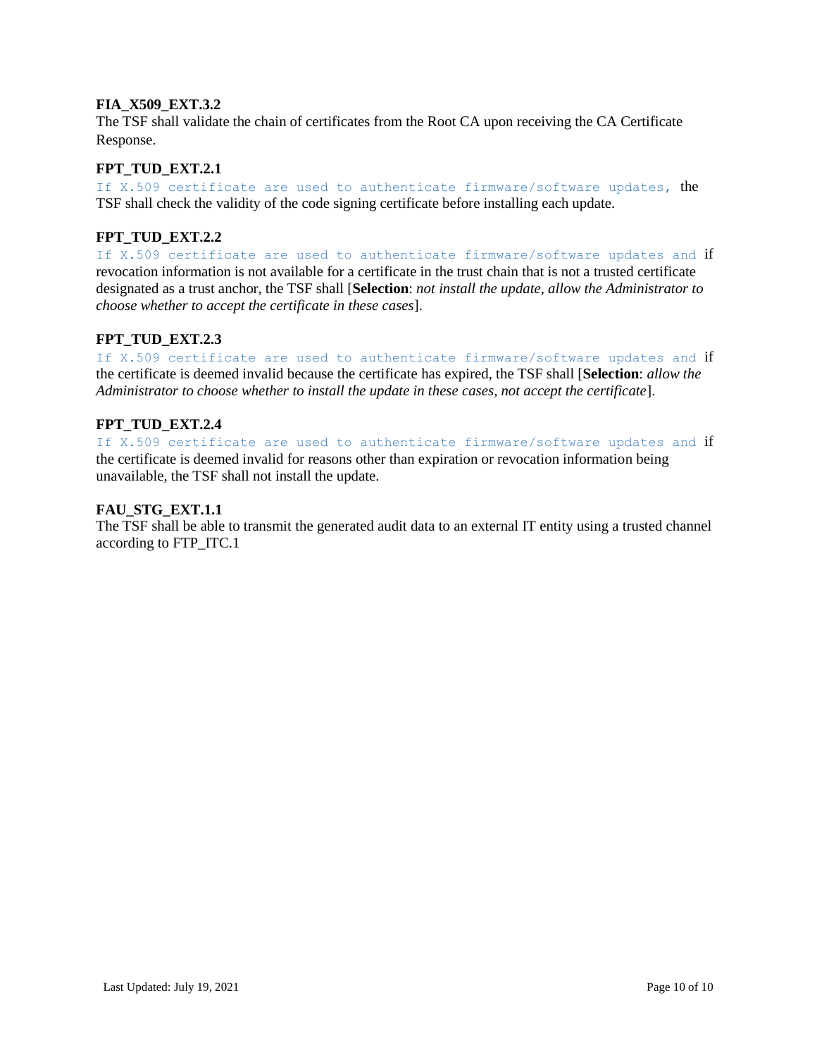**FIA_X509_EXT.3.2**

The TSF shall validate the chain of certificates from the Root CA upon receiving the CA Certificate Response.

**FPT_TUD_EXT.2.1**

If X.509 certificate are used to authenticate firmware/software updates, the TSF shall check the validity of the code signing certificate before installing each update.

**FPT_TUD_EXT.2.2**

If X.509 certificate are used to authenticate firmware/software updates and if revocation information is not available for a certificate in the trust chain that is not a trusted certificate designated as a trust anchor, the TSF shall [**Selection**: *not install the update, allow the Administrator to choose whether to accept the certificate in these cases*].

**FPT_TUD_EXT.2.3**

If X.509 certificate are used to authenticate firmware/software updates and if the certificate is deemed invalid because the certificate has expired, the TSF shall [**Selection**: *allow the Administrator to choose whether to install the update in these cases, not accept the certificate*].

**FPT_TUD_EXT.2.4**

If X.509 certificate are used to authenticate firmware/software updates and if the certificate is deemed invalid for reasons other than expiration or revocation information being unavailable, the TSF shall not install the update.

**FAU_STG_EXT.1.1**

The TSF shall be able to transmit the generated audit data to an external IT entity using a trusted channel according to FTP_ITC.1

Last Updated: July 19, 2021